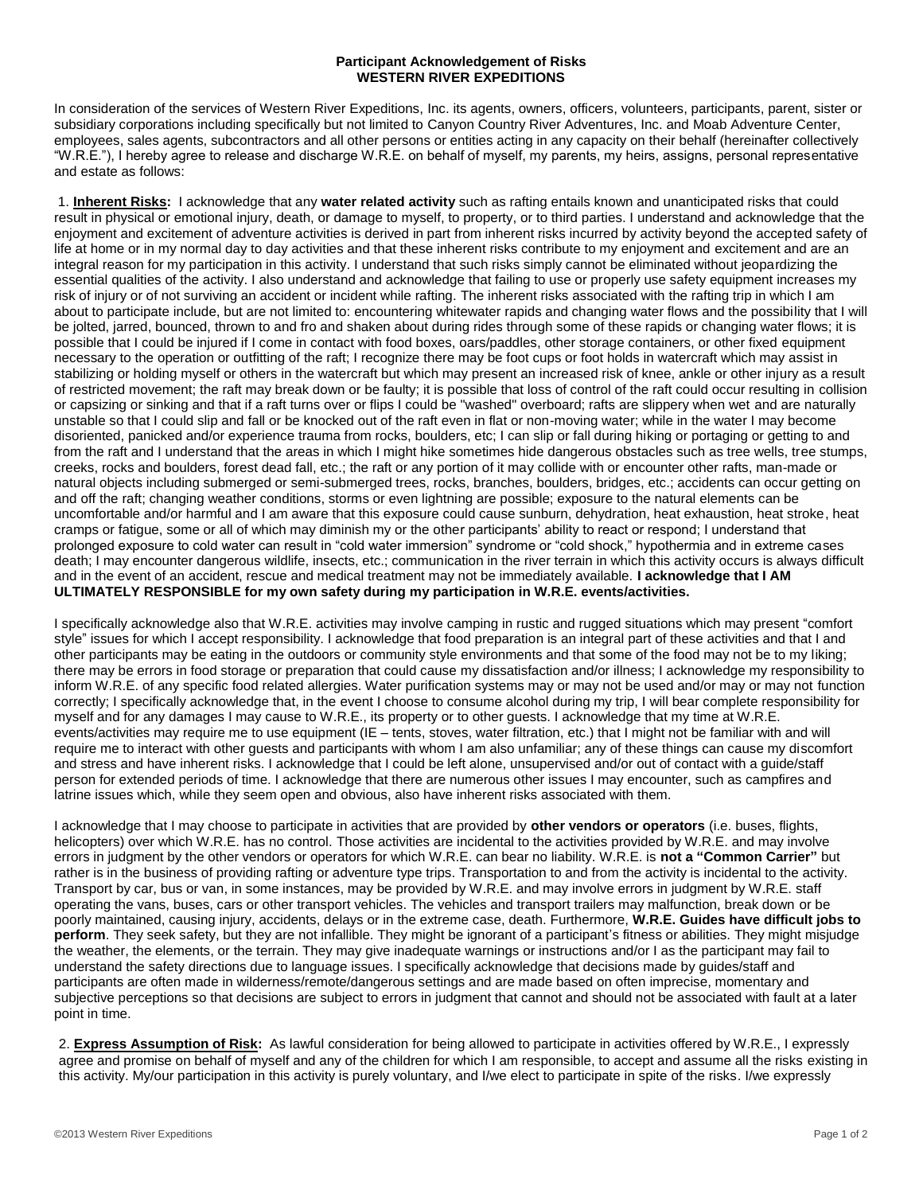**Participant Acknowledgement of Risks**
**WESTERN RIVER EXPEDITIONS**

In consideration of the services of Western River Expeditions, Inc. its agents, owners, officers, volunteers, participants, parent, sister or subsidiary corporations including specifically but not limited to Canyon Country River Adventures, Inc. and Moab Adventure Center, employees, sales agents, subcontractors and all other persons or entities acting in any capacity on their behalf (hereinafter collectively "W.R.E."), I hereby agree to release and discharge W.R.E. on behalf of myself, my parents, my heirs, assigns, personal representative and estate as follows:

1. **Inherent Risks:** I acknowledge that any **water related activity** such as rafting entails known and unanticipated risks that could result in physical or emotional injury, death, or damage to myself, to property, or to third parties. I understand and acknowledge that the enjoyment and excitement of adventure activities is derived in part from inherent risks incurred by activity beyond the accepted safety of life at home or in my normal day to day activities and that these inherent risks contribute to my enjoyment and excitement and are an integral reason for my participation in this activity. I understand that such risks simply cannot be eliminated without jeopardizing the essential qualities of the activity. I also understand and acknowledge that failing to use or properly use safety equipment increases my risk of injury or of not surviving an accident or incident while rafting. The inherent risks associated with the rafting trip in which I am about to participate include, but are not limited to: encountering whitewater rapids and changing water flows and the possibility that I will be jolted, jarred, bounced, thrown to and fro and shaken about during rides through some of these rapids or changing water flows; it is possible that I could be injured if I come in contact with food boxes, oars/paddles, other storage containers, or other fixed equipment necessary to the operation or outfitting of the raft; I recognize there may be foot cups or foot holds in watercraft which may assist in stabilizing or holding myself or others in the watercraft but which may present an increased risk of knee, ankle or other injury as a result of restricted movement; the raft may break down or be faulty; it is possible that loss of control of the raft could occur resulting in collision or capsizing or sinking and that if a raft turns over or flips I could be "washed" overboard; rafts are slippery when wet and are naturally unstable so that I could slip and fall or be knocked out of the raft even in flat or non-moving water; while in the water I may become disoriented, panicked and/or experience trauma from rocks, boulders, etc; I can slip or fall during hiking or portaging or getting to and from the raft and I understand that the areas in which I might hike sometimes hide dangerous obstacles such as tree wells, tree stumps, creeks, rocks and boulders, forest dead fall, etc.; the raft or any portion of it may collide with or encounter other rafts, man-made or natural objects including submerged or semi-submerged trees, rocks, branches, boulders, bridges, etc.; accidents can occur getting on and off the raft; changing weather conditions, storms or even lightning are possible; exposure to the natural elements can be uncomfortable and/or harmful and I am aware that this exposure could cause sunburn, dehydration, heat exhaustion, heat stroke, heat cramps or fatigue, some or all of which may diminish my or the other participants' ability to react or respond; I understand that prolonged exposure to cold water can result in "cold water immersion" syndrome or "cold shock," hypothermia and in extreme cases death; I may encounter dangerous wildlife, insects, etc.; communication in the river terrain in which this activity occurs is always difficult and in the event of an accident, rescue and medical treatment may not be immediately available. **I acknowledge that I AM ULTIMATELY RESPONSIBLE for my own safety during my participation in W.R.E. events/activities.**

I specifically acknowledge also that W.R.E. activities may involve camping in rustic and rugged situations which may present "comfort style" issues for which I accept responsibility. I acknowledge that food preparation is an integral part of these activities and that I and other participants may be eating in the outdoors or community style environments and that some of the food may not be to my liking; there may be errors in food storage or preparation that could cause my dissatisfaction and/or illness; I acknowledge my responsibility to inform W.R.E. of any specific food related allergies. Water purification systems may or may not be used and/or may or may not function correctly; I specifically acknowledge that, in the event I choose to consume alcohol during my trip, I will bear complete responsibility for myself and for any damages I may cause to W.R.E., its property or to other guests. I acknowledge that my time at W.R.E. events/activities may require me to use equipment (IE – tents, stoves, water filtration, etc.) that I might not be familiar with and will require me to interact with other guests and participants with whom I am also unfamiliar; any of these things can cause my discomfort and stress and have inherent risks. I acknowledge that I could be left alone, unsupervised and/or out of contact with a guide/staff person for extended periods of time. I acknowledge that there are numerous other issues I may encounter, such as campfires and latrine issues which, while they seem open and obvious, also have inherent risks associated with them.

I acknowledge that I may choose to participate in activities that are provided by **other vendors or operators** (i.e. buses, flights, helicopters) over which W.R.E. has no control. Those activities are incidental to the activities provided by W.R.E. and may involve errors in judgment by the other vendors or operators for which W.R.E. can bear no liability. W.R.E. is **not a "Common Carrier"** but rather is in the business of providing rafting or adventure type trips. Transportation to and from the activity is incidental to the activity. Transport by car, bus or van, in some instances, may be provided by W.R.E. and may involve errors in judgment by W.R.E. staff operating the vans, buses, cars or other transport vehicles. The vehicles and transport trailers may malfunction, break down or be poorly maintained, causing injury, accidents, delays or in the extreme case, death. Furthermore, **W.R.E. Guides have difficult jobs to perform**. They seek safety, but they are not infallible. They might be ignorant of a participant's fitness or abilities. They might misjudge the weather, the elements, or the terrain. They may give inadequate warnings or instructions and/or I as the participant may fail to understand the safety directions due to language issues. I specifically acknowledge that decisions made by guides/staff and participants are often made in wilderness/remote/dangerous settings and are made based on often imprecise, momentary and subjective perceptions so that decisions are subject to errors in judgment that cannot and should not be associated with fault at a later point in time.

2. **Express Assumption of Risk:** As lawful consideration for being allowed to participate in activities offered by W.R.E., I expressly agree and promise on behalf of myself and any of the children for which I am responsible, to accept and assume all the risks existing in this activity. My/our participation in this activity is purely voluntary, and I/we elect to participate in spite of the risks. I/we expressly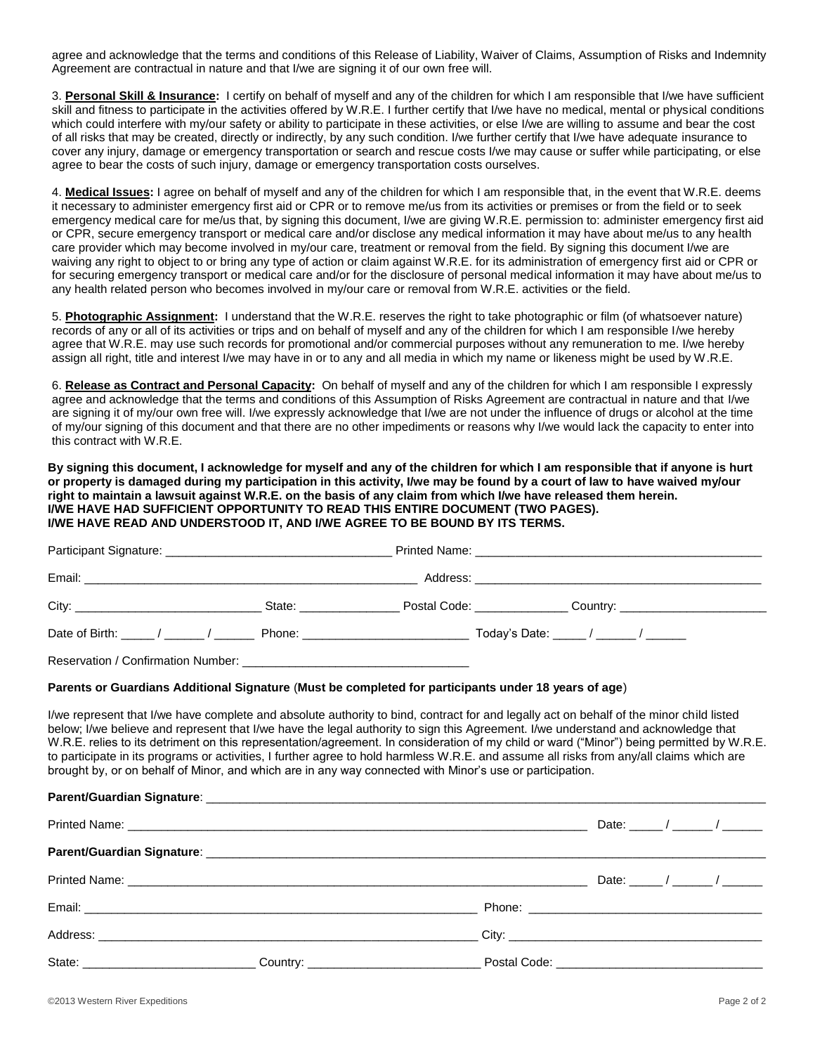agree and acknowledge that the terms and conditions of this Release of Liability, Waiver of Claims, Assumption of Risks and Indemnity Agreement are contractual in nature and that I/we are signing it of our own free will.

3. **Personal Skill & Insurance:** I certify on behalf of myself and any of the children for which I am responsible that I/we have sufficient skill and fitness to participate in the activities offered by W.R.E. I further certify that I/we have no medical, mental or physical conditions which could interfere with my/our safety or ability to participate in these activities, or else I/we are willing to assume and bear the cost of all risks that may be created, directly or indirectly, by any such condition. I/we further certify that I/we have adequate insurance to cover any injury, damage or emergency transportation or search and rescue costs I/we may cause or suffer while participating, or else agree to bear the costs of such injury, damage or emergency transportation costs ourselves.

4. **Medical Issues:** I agree on behalf of myself and any of the children for which I am responsible that, in the event that W.R.E. deems it necessary to administer emergency first aid or CPR or to remove me/us from its activities or premises or from the field or to seek emergency medical care for me/us that, by signing this document, I/we are giving W.R.E. permission to: administer emergency first aid or CPR, secure emergency transport or medical care and/or disclose any medical information it may have about me/us to any health care provider which may become involved in my/our care, treatment or removal from the field. By signing this document I/we are waiving any right to object to or bring any type of action or claim against W.R.E. for its administration of emergency first aid or CPR or for securing emergency transport or medical care and/or for the disclosure of personal medical information it may have about me/us to any health related person who becomes involved in my/our care or removal from W.R.E. activities or the field.

5. **Photographic Assignment:** I understand that the W.R.E. reserves the right to take photographic or film (of whatsoever nature) records of any or all of its activities or trips and on behalf of myself and any of the children for which I am responsible I/we hereby agree that W.R.E. may use such records for promotional and/or commercial purposes without any remuneration to me. I/we hereby assign all right, title and interest I/we may have in or to any and all media in which my name or likeness might be used by W.R.E.

6. **Release as Contract and Personal Capacity:** On behalf of myself and any of the children for which I am responsible I expressly agree and acknowledge that the terms and conditions of this Assumption of Risks Agreement are contractual in nature and that I/we are signing it of my/our own free will. I/we expressly acknowledge that I/we are not under the influence of drugs or alcohol at the time of my/our signing of this document and that there are no other impediments or reasons why I/we would lack the capacity to enter into this contract with W.R.E.

**By signing this document, I acknowledge for myself and any of the children for which I am responsible that if anyone is hurt or property is damaged during my participation in this activity, I/we may be found by a court of law to have waived my/our right to maintain a lawsuit against W.R.E. on the basis of any claim from which I/we have released them herein.**
**I/WE HAVE HAD SUFFICIENT OPPORTUNITY TO READ THIS ENTIRE DOCUMENT (TWO PAGES).**
**I/WE HAVE READ AND UNDERSTOOD IT, AND I/WE AGREE TO BE BOUND BY ITS TERMS.**

Participant Signature: ________________________________ Printed Name: ________________________________________

Email: ________________________________________________ Address: ________________________________________

City: ___________________________ State: ______________ Postal Code: _____________ Country: _____________________

Date of Birth: _____ / ______ / ______ Phone: ________________________ Today's Date: _____ / ______ / ______

Reservation / Confirmation Number: ________________________________

**Parents or Guardians Additional Signature** (**Must be completed for participants under 18 years of age**)

I/we represent that I/we have complete and absolute authority to bind, contract for and legally act on behalf of the minor child listed below; I/we believe and represent that I/we have the legal authority to sign this Agreement. I/we understand and acknowledge that W.R.E. relies to its detriment on this representation/agreement. In consideration of my child or ward ("Minor") being permitted by W.R.E. to participate in its programs or activities, I further agree to hold harmless W.R.E. and assume all risks from any/all claims which are brought by, or on behalf of Minor, and which are in any way connected with Minor's use or participation.

**Parent/Guardian Signature**: ________________________________________________________________________________

Printed Name: ________________________________________________________________________ Date: _____ / ______ / ______

**Parent/Guardian Signature**: ________________________________________________________________________________

Printed Name: ________________________________________________________________________ Date: _____ / ______ / ______

Email: ___________________________________________________________ Phone: _________________________________

Address: _________________________________________________________ City: ____________________________________

State: _________________________ Country: _________________________ Postal Code: ______________________________

©2013 Western River Expeditions